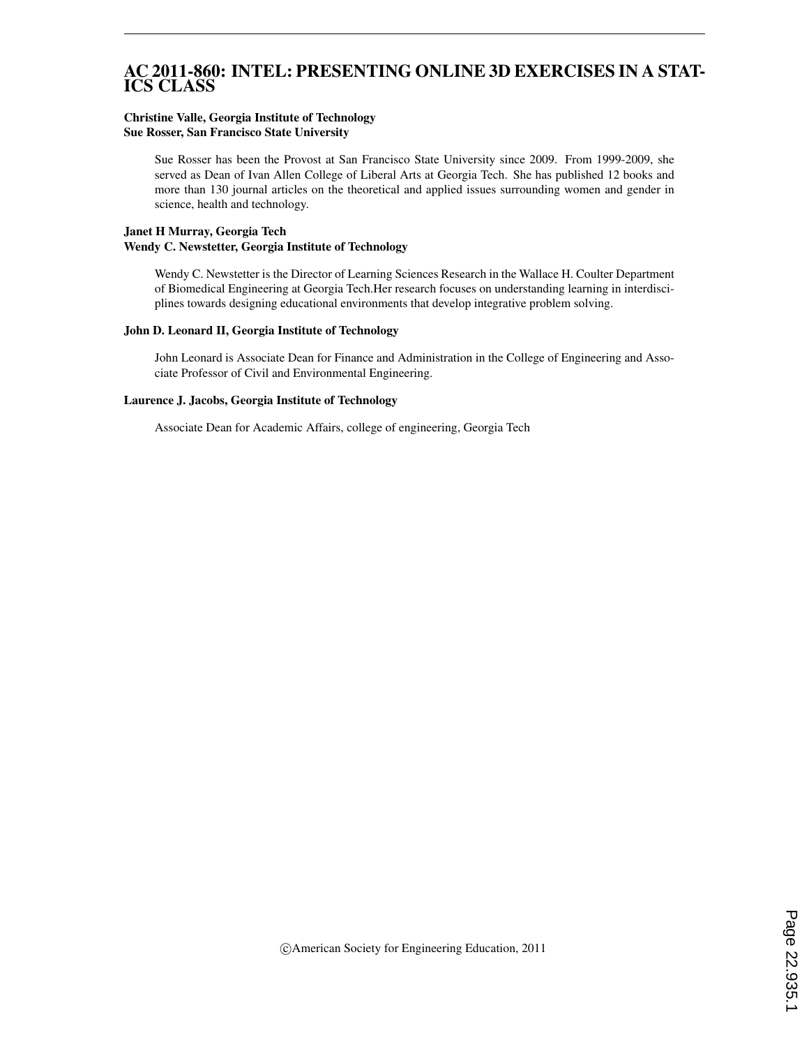# AC 2011-860: INTEL: PRESENTING ONLINE 3D EXERCISES IN A STATICS CLASS

**Christine Valle, Georgia Institute of Technology**
**Sue Rosser, San Francisco State University**

Sue Rosser has been the Provost at San Francisco State University since 2009. From 1999-2009, she served as Dean of Ivan Allen College of Liberal Arts at Georgia Tech. She has published 12 books and more than 130 journal articles on the theoretical and applied issues surrounding women and gender in science, health and technology.

**Janet H Murray, Georgia Tech**
**Wendy C. Newstetter, Georgia Institute of Technology**

Wendy C. Newstetter is the Director of Learning Sciences Research in the Wallace H. Coulter Department of Biomedical Engineering at Georgia Tech.Her research focuses on understanding learning in interdisciplines towards designing educational environments that develop integrative problem solving.

**John D. Leonard II, Georgia Institute of Technology**

John Leonard is Associate Dean for Finance and Administration in the College of Engineering and Associate Professor of Civil and Environmental Engineering.

**Laurence J. Jacobs, Georgia Institute of Technology**

Associate Dean for Academic Affairs, college of engineering, Georgia Tech

©American Society for Engineering Education, 2011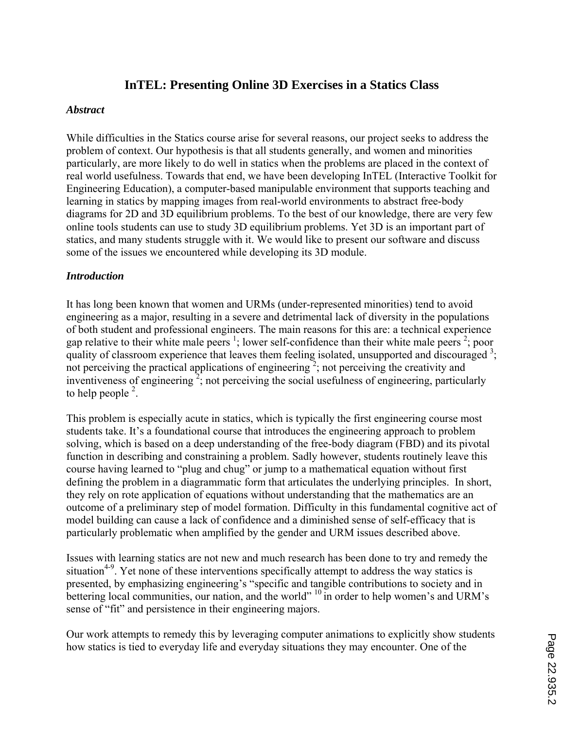# InTEL: Presenting Online 3D Exercises in a Statics Class

## *Abstract*

While difficulties in the Statics course arise for several reasons, our project seeks to address the problem of context. Our hypothesis is that all students generally, and women and minorities particularly, are more likely to do well in statics when the problems are placed in the context of real world usefulness. Towards that end, we have been developing InTEL (Interactive Toolkit for Engineering Education), a computer-based manipulable environment that supports teaching and learning in statics by mapping images from real-world environments to abstract free-body diagrams for 2D and 3D equilibrium problems. To the best of our knowledge, there are very few online tools students can use to study 3D equilibrium problems. Yet 3D is an important part of statics, and many students struggle with it. We would like to present our software and discuss some of the issues we encountered while developing its 3D module.

## *Introduction*

It has long been known that women and URMs (under-represented minorities) tend to avoid engineering as a major, resulting in a severe and detrimental lack of diversity in the populations of both student and professional engineers. The main reasons for this are: a technical experience gap relative to their white male peers [1]; lower self-confidence than their white male peers [2]; poor quality of classroom experience that leaves them feeling isolated, unsupported and discouraged [3]; not perceiving the practical applications of engineering [2]; not perceiving the creativity and inventiveness of engineering [2]; not perceiving the social usefulness of engineering, particularly to help people [2].

This problem is especially acute in statics, which is typically the first engineering course most students take. It's a foundational course that introduces the engineering approach to problem solving, which is based on a deep understanding of the free-body diagram (FBD) and its pivotal function in describing and constraining a problem. Sadly however, students routinely leave this course having learned to "plug and chug" or jump to a mathematical equation without first defining the problem in a diagrammatic form that articulates the underlying principles. In short, they rely on rote application of equations without understanding that the mathematics are an outcome of a preliminary step of model formation. Difficulty in this fundamental cognitive act of model building can cause a lack of confidence and a diminished sense of self-efficacy that is particularly problematic when amplified by the gender and URM issues described above.

Issues with learning statics are not new and much research has been done to try and remedy the situation[4-9]. Yet none of these interventions specifically attempt to address the way statics is presented, by emphasizing engineering's "specific and tangible contributions to society and in bettering local communities, our nation, and the world" [10] in order to help women's and URM's sense of "fit" and persistence in their engineering majors.

Our work attempts to remedy this by leveraging computer animations to explicitly show students how statics is tied to everyday life and everyday situations they may encounter. One of the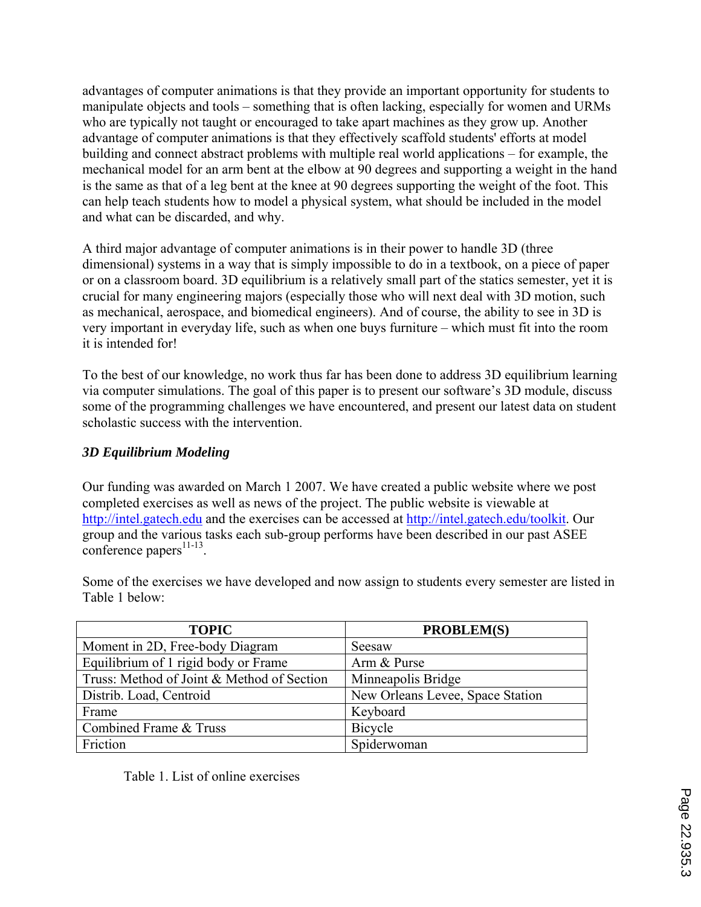advantages of computer animations is that they provide an important opportunity for students to manipulate objects and tools – something that is often lacking, especially for women and URMs who are typically not taught or encouraged to take apart machines as they grow up. Another advantage of computer animations is that they effectively scaffold students' efforts at model building and connect abstract problems with multiple real world applications – for example, the mechanical model for an arm bent at the elbow at 90 degrees and supporting a weight in the hand is the same as that of a leg bent at the knee at 90 degrees supporting the weight of the foot. This can help teach students how to model a physical system, what should be included in the model and what can be discarded, and why.

A third major advantage of computer animations is in their power to handle 3D (three dimensional) systems in a way that is simply impossible to do in a textbook, on a piece of paper or on a classroom board. 3D equilibrium is a relatively small part of the statics semester, yet it is crucial for many engineering majors (especially those who will next deal with 3D motion, such as mechanical, aerospace, and biomedical engineers). And of course, the ability to see in 3D is very important in everyday life, such as when one buys furniture – which must fit into the room it is intended for!

To the best of our knowledge, no work thus far has been done to address 3D equilibrium learning via computer simulations. The goal of this paper is to present our software's 3D module, discuss some of the programming challenges we have encountered, and present our latest data on student scholastic success with the intervention.

### *3D Equilibrium Modeling*

Our funding was awarded on March 1 2007. We have created a public website where we post completed exercises as well as news of the project. The public website is viewable at http://intel.gatech.edu and the exercises can be accessed at http://intel.gatech.edu/toolkit. Our group and the various tasks each sub-group performs have been described in our past ASEE conference papers[11-13].

Some of the exercises we have developed and now assign to students every semester are listed in Table 1 below:

| TOPIC | PROBLEM(S) |
|---|---|
| Moment in 2D, Free-body Diagram | Seesaw |
| Equilibrium of 1 rigid body or Frame | Arm & Purse |
| Truss: Method of Joint & Method of Section | Minneapolis Bridge |
| Distrib. Load, Centroid | New Orleans Levee, Space Station |
| Frame | Keyboard |
| Combined Frame & Truss | Bicycle |
| Friction | Spiderwoman |

Table 1. List of online exercises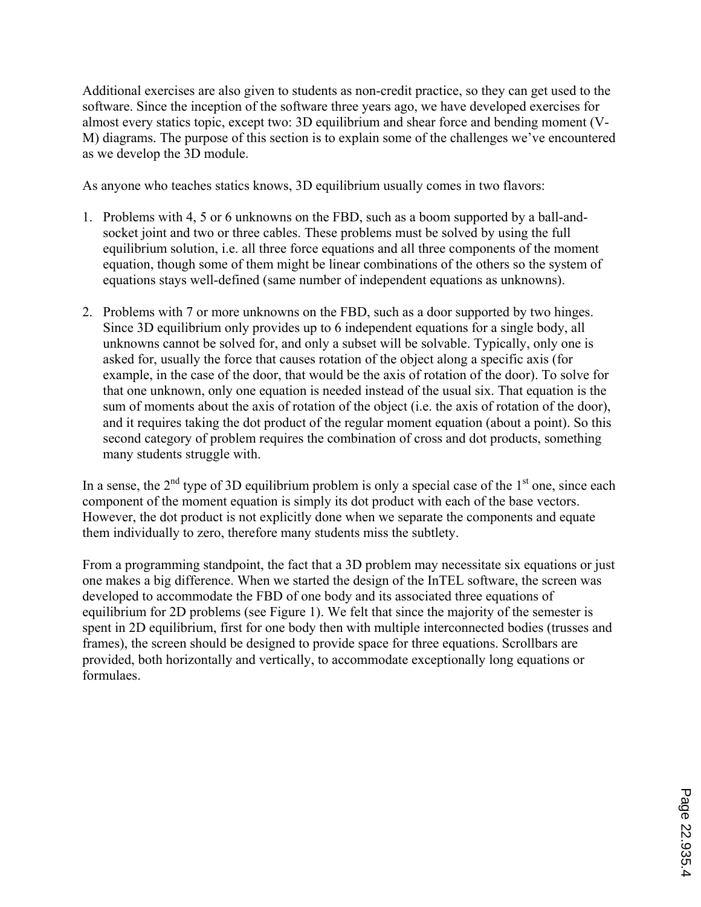Additional exercises are also given to students as non-credit practice, so they can get used to the software. Since the inception of the software three years ago, we have developed exercises for almost every statics topic, except two: 3D equilibrium and shear force and bending moment (V-M) diagrams. The purpose of this section is to explain some of the challenges we've encountered as we develop the 3D module.

As anyone who teaches statics knows, 3D equilibrium usually comes in two flavors:

1. Problems with 4, 5 or 6 unknowns on the FBD, such as a boom supported by a ball-and-socket joint and two or three cables. These problems must be solved by using the full equilibrium solution, i.e. all three force equations and all three components of the moment equation, though some of them might be linear combinations of the others so the system of equations stays well-defined (same number of independent equations as unknowns).

2. Problems with 7 or more unknowns on the FBD, such as a door supported by two hinges. Since 3D equilibrium only provides up to 6 independent equations for a single body, all unknowns cannot be solved for, and only a subset will be solvable. Typically, only one is asked for, usually the force that causes rotation of the object along a specific axis (for example, in the case of the door, that would be the axis of rotation of the door). To solve for that one unknown, only one equation is needed instead of the usual six. That equation is the sum of moments about the axis of rotation of the object (i.e. the axis of rotation of the door), and it requires taking the dot product of the regular moment equation (about a point). So this second category of problem requires the combination of cross and dot products, something many students struggle with.

In a sense, the 2nd type of 3D equilibrium problem is only a special case of the 1st one, since each component of the moment equation is simply its dot product with each of the base vectors. However, the dot product is not explicitly done when we separate the components and equate them individually to zero, therefore many students miss the subtlety.

From a programming standpoint, the fact that a 3D problem may necessitate six equations or just one makes a big difference. When we started the design of the InTEL software, the screen was developed to accommodate the FBD of one body and its associated three equations of equilibrium for 2D problems (see Figure 1). We felt that since the majority of the semester is spent in 2D equilibrium, first for one body then with multiple interconnected bodies (trusses and frames), the screen should be designed to provide space for three equations. Scrollbars are provided, both horizontally and vertically, to accommodate exceptionally long equations or formulaes.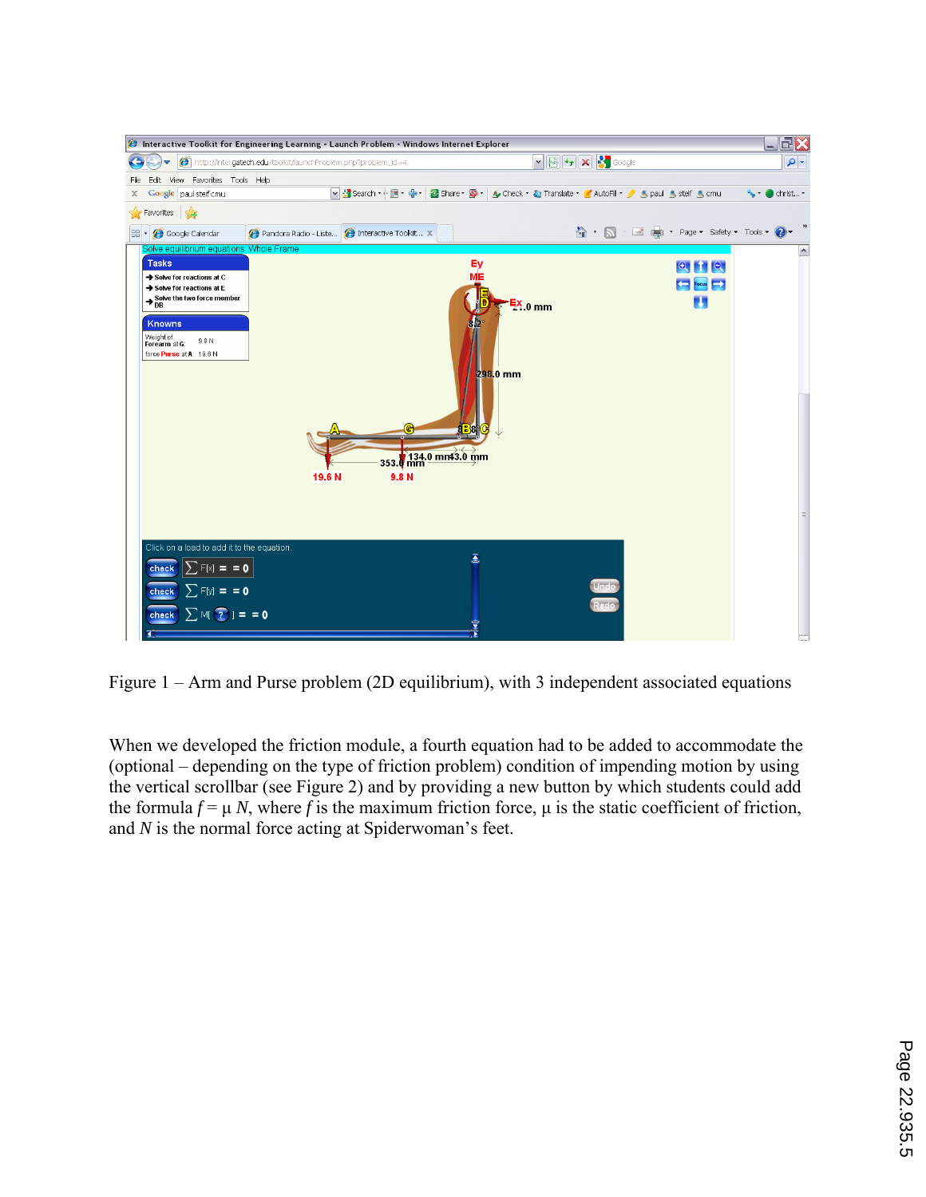Figure 1 – Arm and Purse problem (2D equilibrium), with 3 independent associated equations

When we developed the friction module, a fourth equation had to be added to accommodate the (optional – depending on the type of friction problem) condition of impending motion by using the vertical scrollbar (see Figure 2) and by providing a new button by which students could add the formula $f = \mu N$, where $f$ is the maximum friction force, $\mu$ is the static coefficient of friction, and $N$ is the normal force acting at Spiderwoman's feet.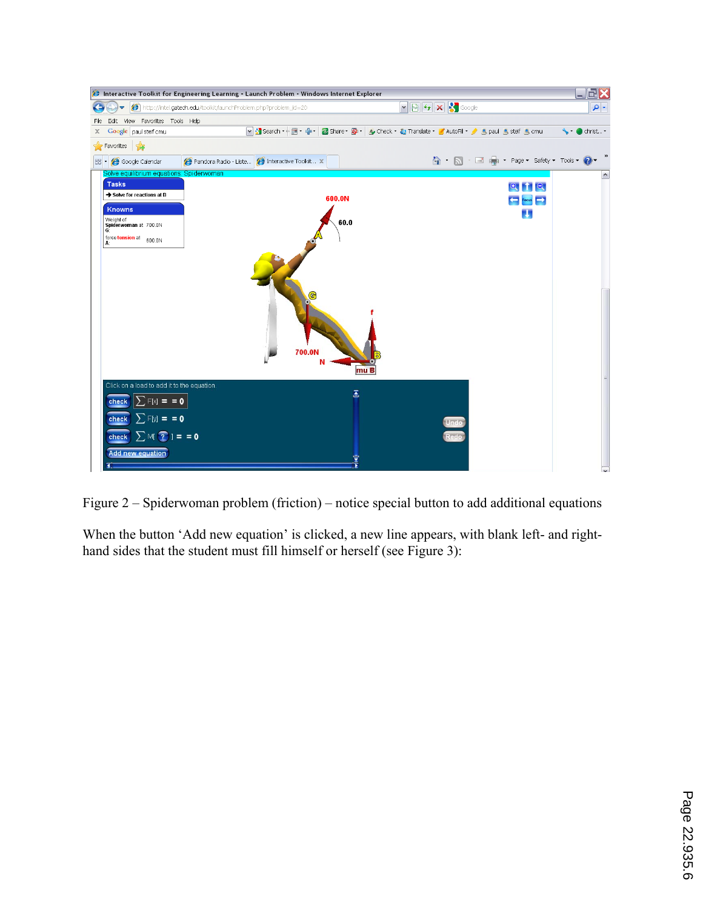Figure 2 – Spiderwoman problem (friction) – notice special button to add additional equations

When the button 'Add new equation' is clicked, a new line appears, with blank left- and right-hand sides that the student must fill himself or herself (see Figure 3):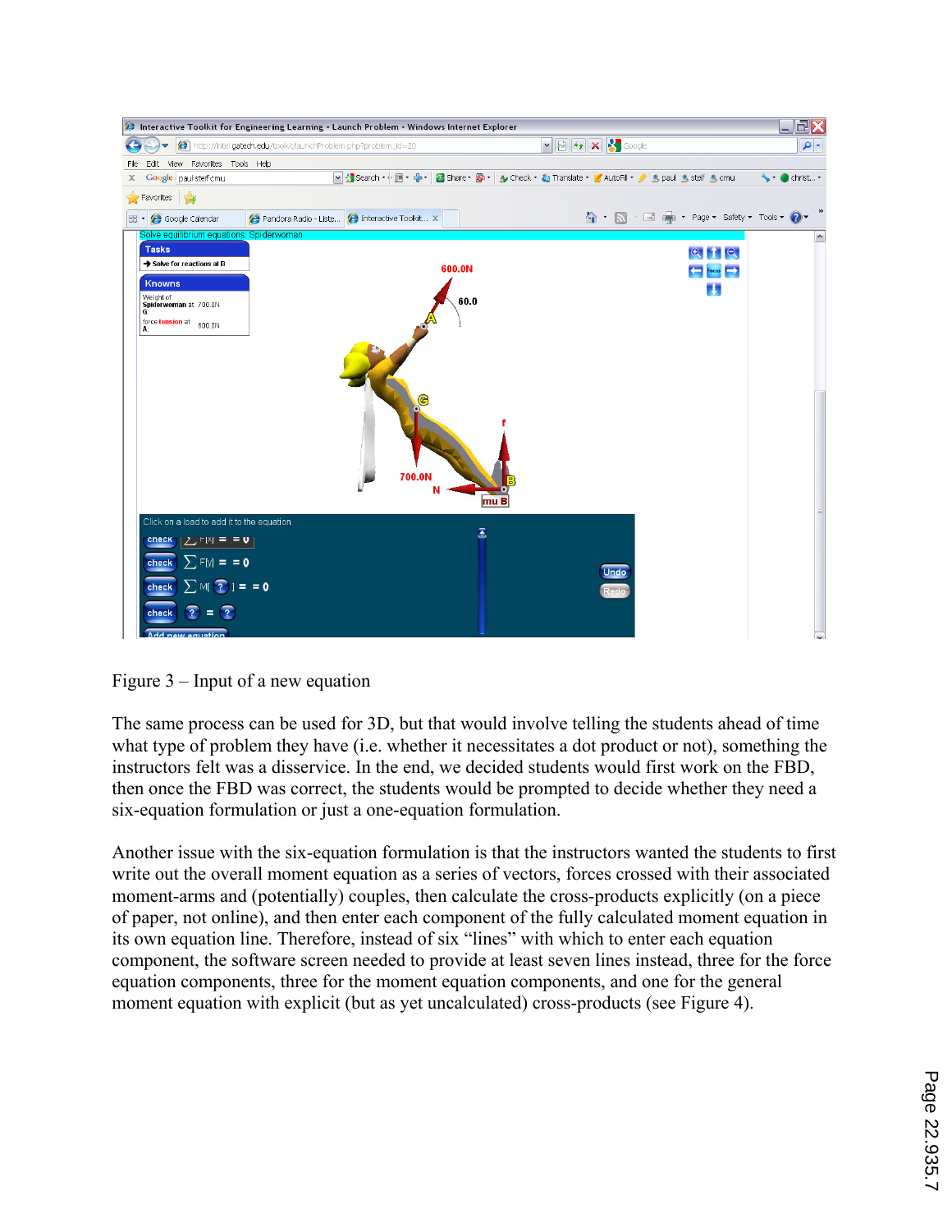Figure 3 – Input of a new equation

The same process can be used for 3D, but that would involve telling the students ahead of time what type of problem they have (i.e. whether it necessitates a dot product or not), something the instructors felt was a disservice. In the end, we decided students would first work on the FBD, then once the FBD was correct, the students would be prompted to decide whether they need a six-equation formulation or just a one-equation formulation.

Another issue with the six-equation formulation is that the instructors wanted the students to first write out the overall moment equation as a series of vectors, forces crossed with their associated moment-arms and (potentially) couples, then calculate the cross-products explicitly (on a piece of paper, not online), and then enter each component of the fully calculated moment equation in its own equation line. Therefore, instead of six "lines" with which to enter each equation component, the software screen needed to provide at least seven lines instead, three for the force equation components, three for the moment equation components, and one for the general moment equation with explicit (but as yet uncalculated) cross-products (see Figure 4).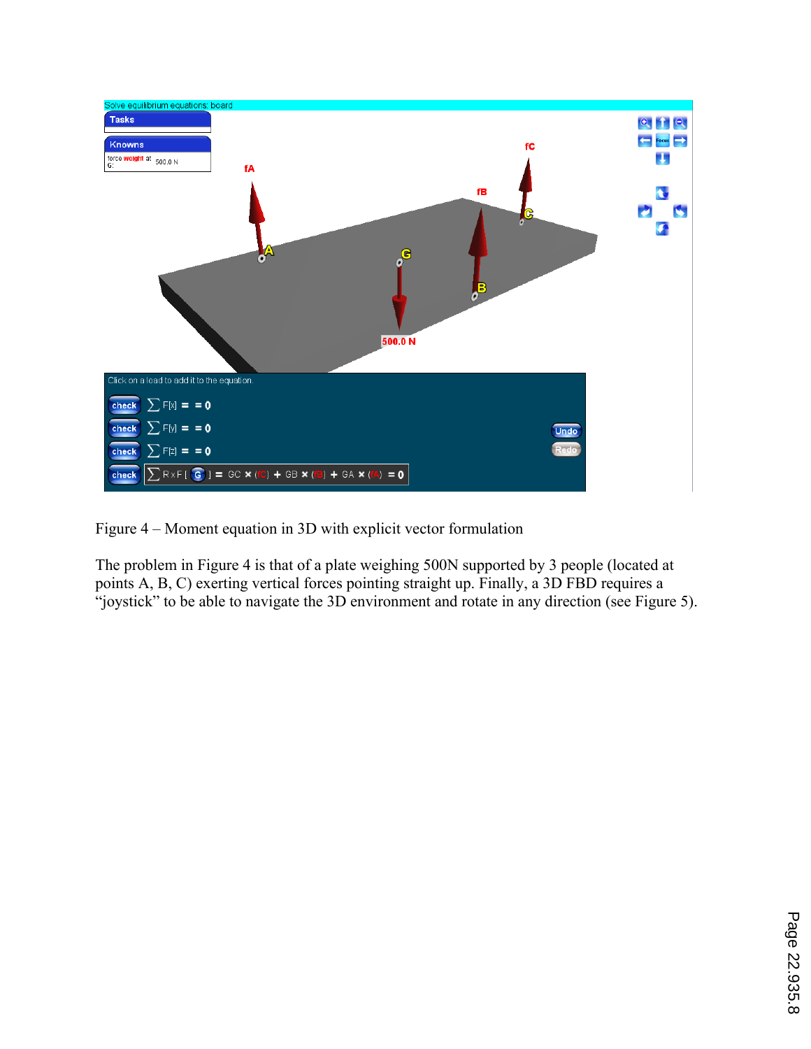Figure 4 – Moment equation in 3D with explicit vector formulation

The problem in Figure 4 is that of a plate weighing 500N supported by 3 people (located at points A, B, C) exerting vertical forces pointing straight up. Finally, a 3D FBD requires a "joystick" to be able to navigate the 3D environment and rotate in any direction (see Figure 5).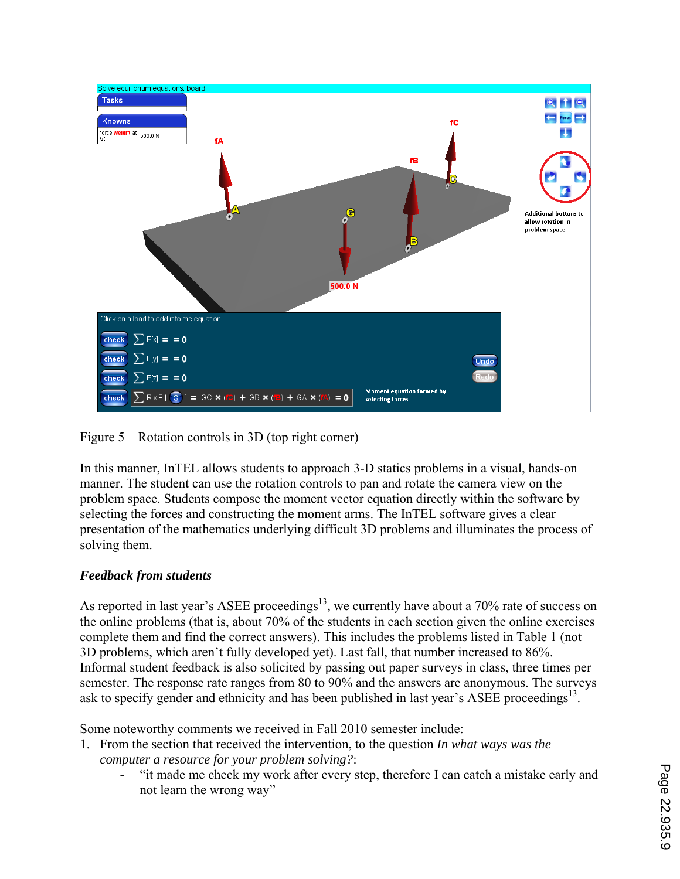Figure 5 – Rotation controls in 3D (top right corner)

In this manner, InTEL allows students to approach 3-D statics problems in a visual, hands-on manner. The student can use the rotation controls to pan and rotate the camera view on the problem space. Students compose the moment vector equation directly within the software by selecting the forces and constructing the moment arms. The InTEL software gives a clear presentation of the mathematics underlying difficult 3D problems and illuminates the process of solving them.

### *Feedback from students*

As reported in last year's ASEE proceedings[13], we currently have about a 70% rate of success on the online problems (that is, about 70% of the students in each section given the online exercises complete them and find the correct answers). This includes the problems listed in Table 1 (not 3D problems, which aren't fully developed yet). Last fall, that number increased to 86%. Informal student feedback is also solicited by passing out paper surveys in class, three times per semester. The response rate ranges from 80 to 90% and the answers are anonymous. The surveys ask to specify gender and ethnicity and has been published in last year's ASEE proceedings[13].

Some noteworthy comments we received in Fall 2010 semester include:

1. From the section that received the intervention, to the question *In what ways was the computer a resource for your problem solving?*:
   - "it made me check my work after every step, therefore I can catch a mistake early and not learn the wrong way"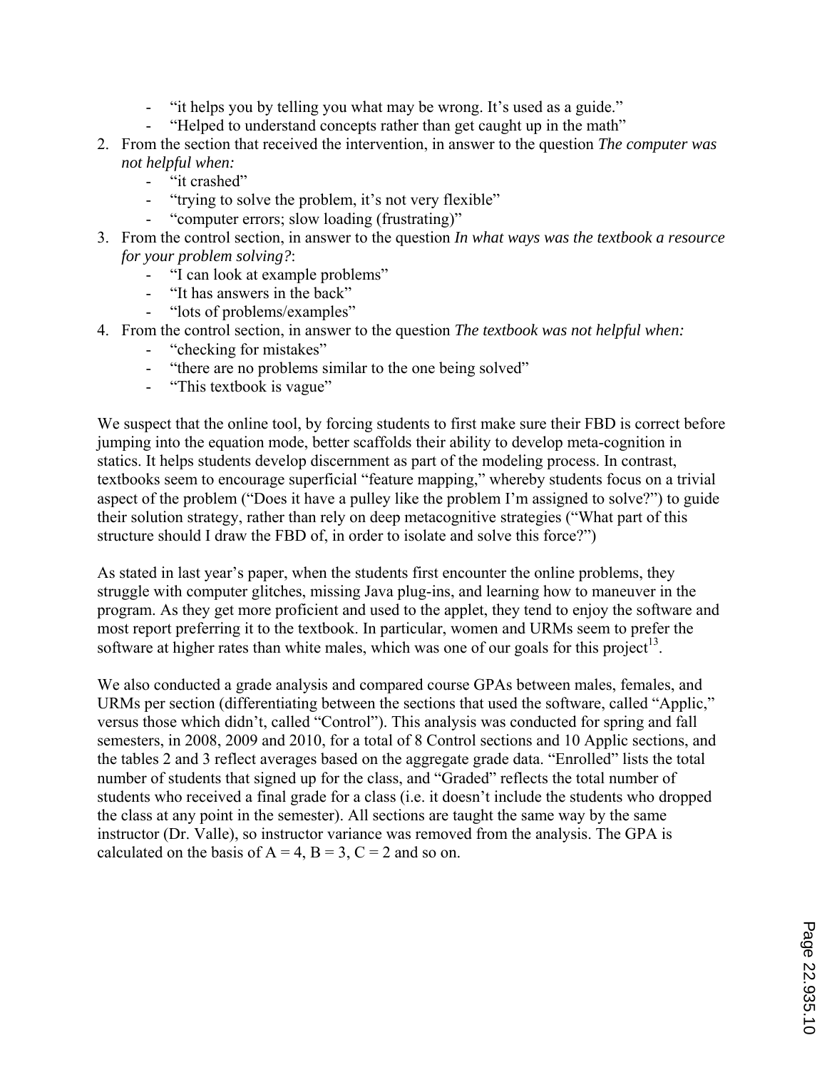- "it helps you by telling you what may be wrong. It's used as a guide."
- "Helped to understand concepts rather than get caught up in the math"

2. From the section that received the intervention, in answer to the question *The computer was not helpful when:*
   - "it crashed"
   - "trying to solve the problem, it's not very flexible"
   - "computer errors; slow loading (frustrating)"
3. From the control section, in answer to the question *In what ways was the textbook a resource for your problem solving?*:
   - "I can look at example problems"
   - "It has answers in the back"
   - "lots of problems/examples"
4. From the control section, in answer to the question *The textbook was not helpful when:*
   - "checking for mistakes"
   - "there are no problems similar to the one being solved"
   - "This textbook is vague"

We suspect that the online tool, by forcing students to first make sure their FBD is correct before jumping into the equation mode, better scaffolds their ability to develop meta-cognition in statics. It helps students develop discernment as part of the modeling process. In contrast, textbooks seem to encourage superficial "feature mapping," whereby students focus on a trivial aspect of the problem ("Does it have a pulley like the problem I'm assigned to solve?") to guide their solution strategy, rather than rely on deep metacognitive strategies ("What part of this structure should I draw the FBD of, in order to isolate and solve this force?")

As stated in last year's paper, when the students first encounter the online problems, they struggle with computer glitches, missing Java plug-ins, and learning how to maneuver in the program. As they get more proficient and used to the applet, they tend to enjoy the software and most report preferring it to the textbook. In particular, women and URMs seem to prefer the software at higher rates than white males, which was one of our goals for this project[13].

We also conducted a grade analysis and compared course GPAs between males, females, and URMs per section (differentiating between the sections that used the software, called "Applic," versus those which didn't, called "Control"). This analysis was conducted for spring and fall semesters, in 2008, 2009 and 2010, for a total of 8 Control sections and 10 Applic sections, and the tables 2 and 3 reflect averages based on the aggregate grade data. "Enrolled" lists the total number of students that signed up for the class, and "Graded" reflects the total number of students who received a final grade for a class (i.e. it doesn't include the students who dropped the class at any point in the semester). All sections are taught the same way by the same instructor (Dr. Valle), so instructor variance was removed from the analysis. The GPA is calculated on the basis of A = 4, B = 3, C = 2 and so on.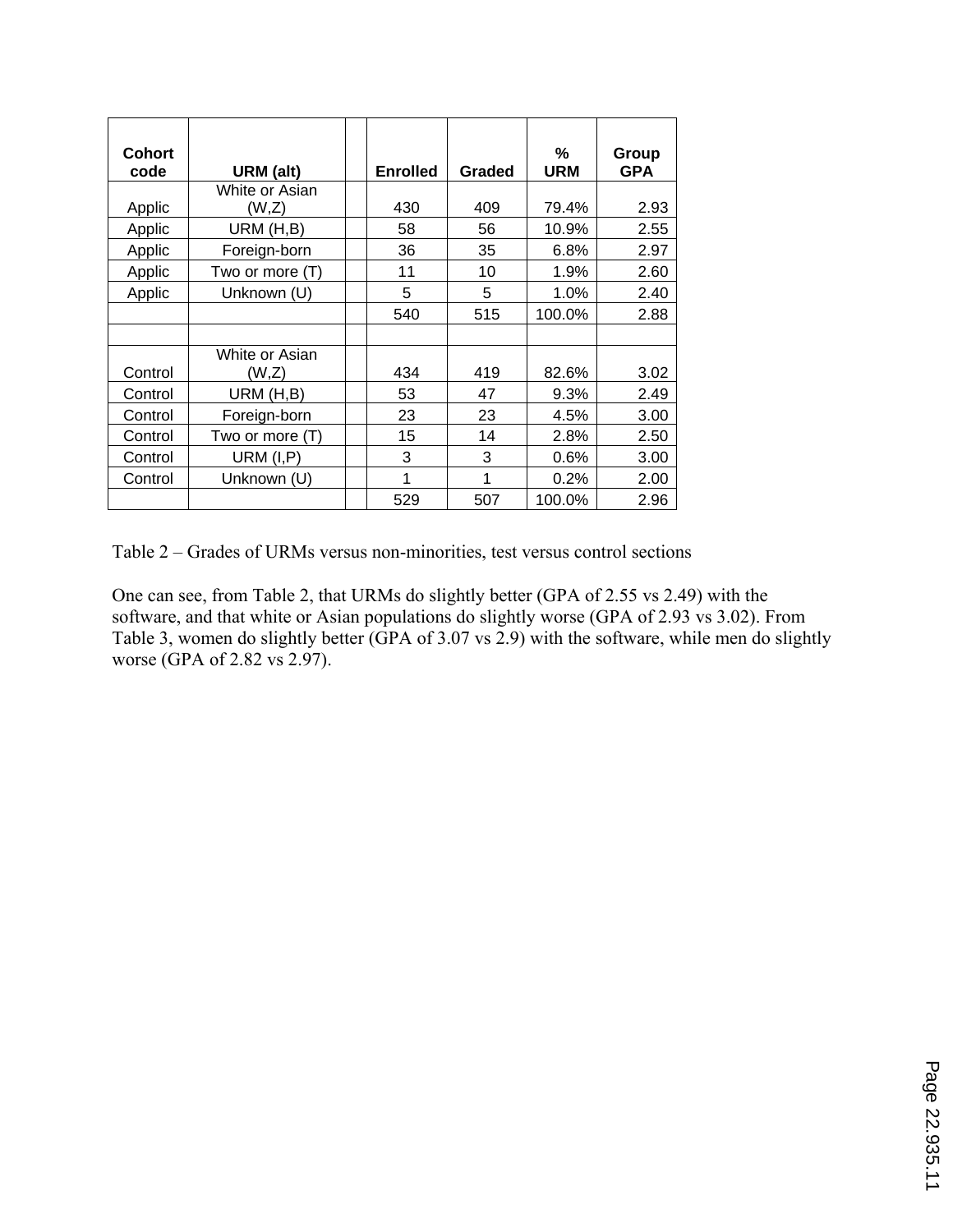| Cohort code | URM (alt) | | Enrolled | Graded | % URM | Group GPA |
|---|---|---|---|---|---|---|
| Applic | White or Asian (W,Z) | | 430 | 409 | 79.4% | 2.93 |
| Applic | URM (H,B) | | 58 | 56 | 10.9% | 2.55 |
| Applic | Foreign-born | | 36 | 35 | 6.8% | 2.97 |
| Applic | Two or more (T) | | 11 | 10 | 1.9% | 2.60 |
| Applic | Unknown (U) | | 5 | 5 | 1.0% | 2.40 |
| | | | 540 | 515 | 100.0% | 2.88 |
| | | | | | | |
| Control | White or Asian (W,Z) | | 434 | 419 | 82.6% | 3.02 |
| Control | URM (H,B) | | 53 | 47 | 9.3% | 2.49 |
| Control | Foreign-born | | 23 | 23 | 4.5% | 3.00 |
| Control | Two or more (T) | | 15 | 14 | 2.8% | 2.50 |
| Control | URM (I,P) | | 3 | 3 | 0.6% | 3.00 |
| Control | Unknown (U) | | 1 | 1 | 0.2% | 2.00 |
| | | | 529 | 507 | 100.0% | 2.96 |

Table 2 – Grades of URMs versus non-minorities, test versus control sections

One can see, from Table 2, that URMs do slightly better (GPA of 2.55 vs 2.49) with the software, and that white or Asian populations do slightly worse (GPA of 2.93 vs 3.02). From Table 3, women do slightly better (GPA of 3.07 vs 2.9) with the software, while men do slightly worse (GPA of 2.82 vs 2.97).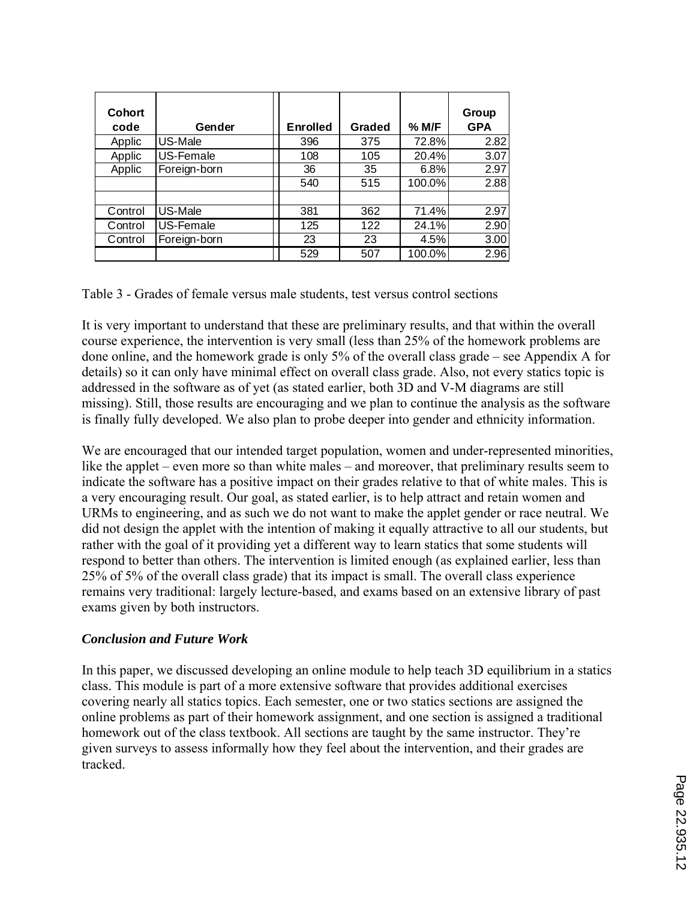| Cohort code | Gender | Enrolled | Graded | % M/F | Group GPA |
|---|---|---|---|---|---|
| Applic | US-Male | 396 | 375 | 72.8% | 2.82 |
| Applic | US-Female | 108 | 105 | 20.4% | 3.07 |
| Applic | Foreign-born | 36 | 35 | 6.8% | 2.97 |
| | | 540 | 515 | 100.0% | 2.88 |
| | | | | | |
| Control | US-Male | 381 | 362 | 71.4% | 2.97 |
| Control | US-Female | 125 | 122 | 24.1% | 2.90 |
| Control | Foreign-born | 23 | 23 | 4.5% | 3.00 |
| | | 529 | 507 | 100.0% | 2.96 |

Table 3 - Grades of female versus male students, test versus control sections

It is very important to understand that these are preliminary results, and that within the overall course experience, the intervention is very small (less than 25% of the homework problems are done online, and the homework grade is only 5% of the overall class grade – see Appendix A for details) so it can only have minimal effect on overall class grade. Also, not every statics topic is addressed in the software as of yet (as stated earlier, both 3D and V-M diagrams are still missing). Still, those results are encouraging and we plan to continue the analysis as the software is finally fully developed. We also plan to probe deeper into gender and ethnicity information.

We are encouraged that our intended target population, women and under-represented minorities, like the applet – even more so than white males – and moreover, that preliminary results seem to indicate the software has a positive impact on their grades relative to that of white males. This is a very encouraging result. Our goal, as stated earlier, is to help attract and retain women and URMs to engineering, and as such we do not want to make the applet gender or race neutral. We did not design the applet with the intention of making it equally attractive to all our students, but rather with the goal of it providing yet a different way to learn statics that some students will respond to better than others. The intervention is limited enough (as explained earlier, less than 25% of 5% of the overall class grade) that its impact is small. The overall class experience remains very traditional: largely lecture-based, and exams based on an extensive library of past exams given by both instructors.

### *Conclusion and Future Work*

In this paper, we discussed developing an online module to help teach 3D equilibrium in a statics class. This module is part of a more extensive software that provides additional exercises covering nearly all statics topics. Each semester, one or two statics sections are assigned the online problems as part of their homework assignment, and one section is assigned a traditional homework out of the class textbook. All sections are taught by the same instructor. They're given surveys to assess informally how they feel about the intervention, and their grades are tracked.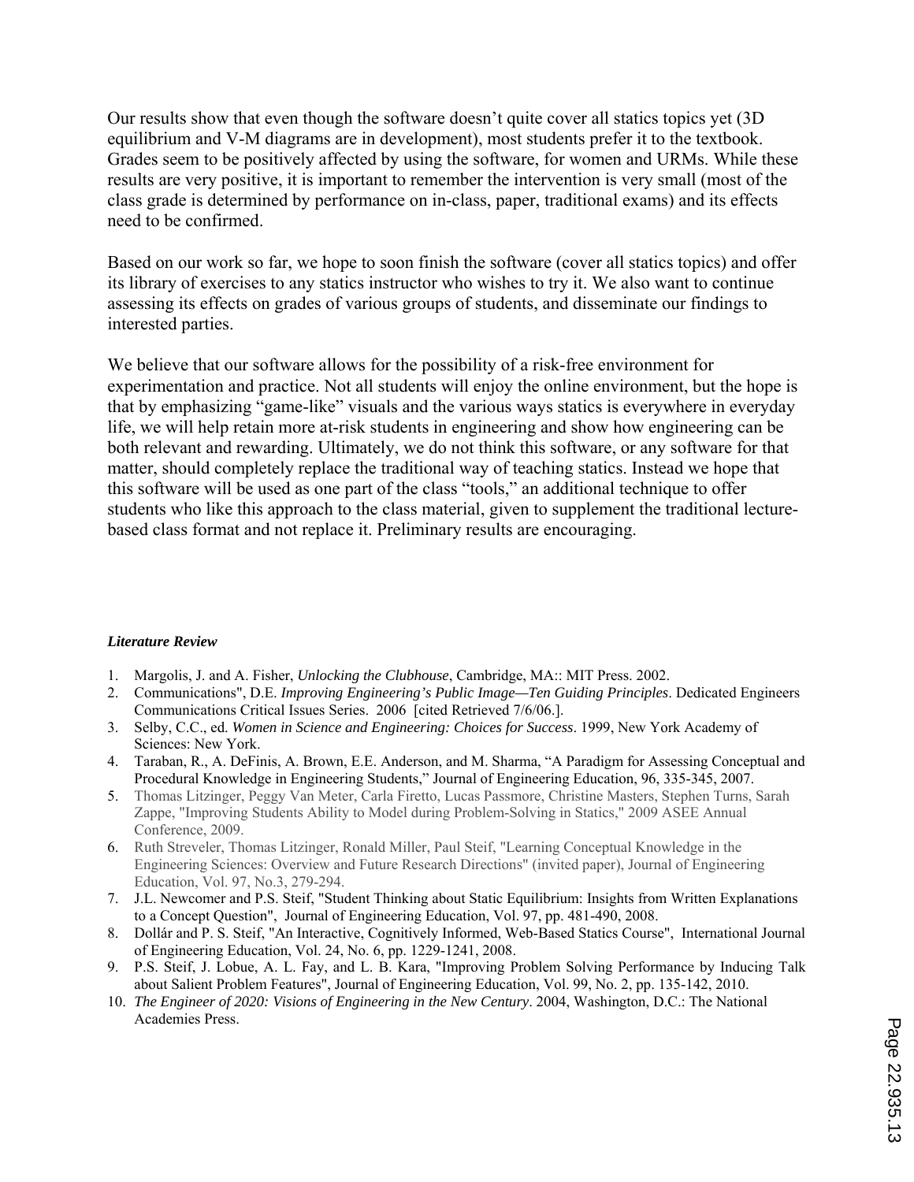Our results show that even though the software doesn't quite cover all statics topics yet (3D equilibrium and V-M diagrams are in development), most students prefer it to the textbook. Grades seem to be positively affected by using the software, for women and URMs. While these results are very positive, it is important to remember the intervention is very small (most of the class grade is determined by performance on in-class, paper, traditional exams) and its effects need to be confirmed.

Based on our work so far, we hope to soon finish the software (cover all statics topics) and offer its library of exercises to any statics instructor who wishes to try it. We also want to continue assessing its effects on grades of various groups of students, and disseminate our findings to interested parties.

We believe that our software allows for the possibility of a risk-free environment for experimentation and practice. Not all students will enjoy the online environment, but the hope is that by emphasizing "game-like" visuals and the various ways statics is everywhere in everyday life, we will help retain more at-risk students in engineering and show how engineering can be both relevant and rewarding. Ultimately, we do not think this software, or any software for that matter, should completely replace the traditional way of teaching statics. Instead we hope that this software will be used as one part of the class "tools," an additional technique to offer students who like this approach to the class material, given to supplement the traditional lecture-based class format and not replace it. Preliminary results are encouraging.

***Literature Review***

1. Margolis, J. and A. Fisher, *Unlocking the Clubhouse*, Cambridge, MA:: MIT Press. 2002.
2. Communications", D.E. *Improving Engineering's Public Image—Ten Guiding Principles*. Dedicated Engineers Communications Critical Issues Series. 2006 [cited Retrieved 7/6/06.].
3. Selby, C.C., ed. *Women in Science and Engineering: Choices for Success*. 1999, New York Academy of Sciences: New York.
4. Taraban, R., A. DeFinis, A. Brown, E.E. Anderson, and M. Sharma, "A Paradigm for Assessing Conceptual and Procedural Knowledge in Engineering Students," Journal of Engineering Education, 96, 335-345, 2007.
5. Thomas Litzinger, Peggy Van Meter, Carla Firetto, Lucas Passmore, Christine Masters, Stephen Turns, Sarah Zappe, "Improving Students Ability to Model during Problem-Solving in Statics," 2009 ASEE Annual Conference, 2009.
6. Ruth Streveler, Thomas Litzinger, Ronald Miller, Paul Steif, "Learning Conceptual Knowledge in the Engineering Sciences: Overview and Future Research Directions" (invited paper), Journal of Engineering Education, Vol. 97, No.3, 279-294.
7. J.L. Newcomer and P.S. Steif, "Student Thinking about Static Equilibrium: Insights from Written Explanations to a Concept Question", Journal of Engineering Education, Vol. 97, pp. 481-490, 2008.
8. Dollár and P. S. Steif, "An Interactive, Cognitively Informed, Web-Based Statics Course", International Journal of Engineering Education, Vol. 24, No. 6, pp. 1229-1241, 2008.
9. P.S. Steif, J. Lobue, A. L. Fay, and L. B. Kara, "Improving Problem Solving Performance by Inducing Talk about Salient Problem Features", Journal of Engineering Education, Vol. 99, No. 2, pp. 135-142, 2010.
10. *The Engineer of 2020: Visions of Engineering in the New Century*. 2004, Washington, D.C.: The National Academies Press.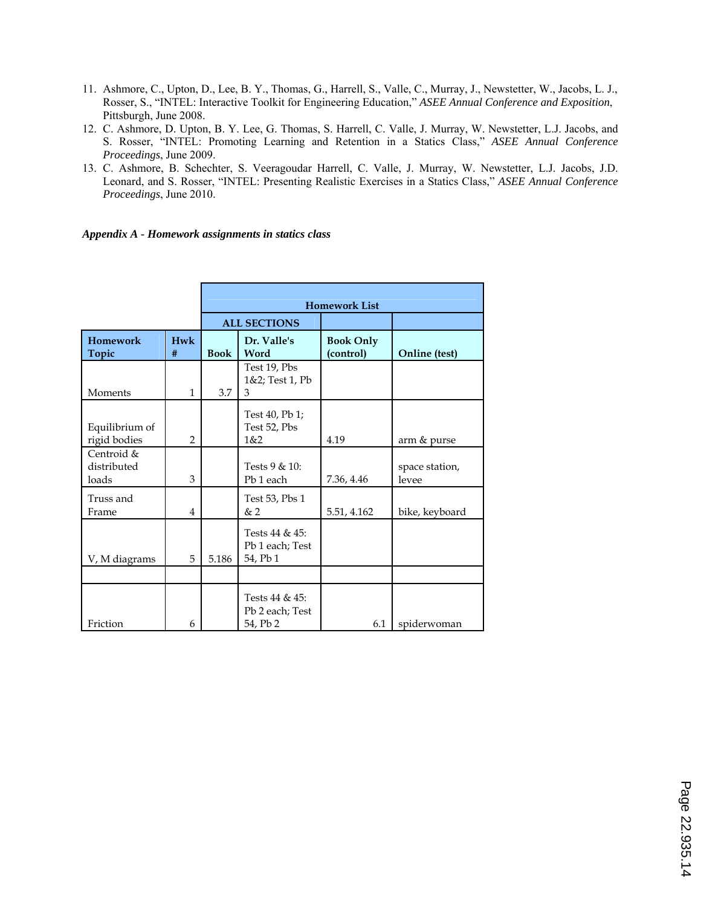11. Ashmore, C., Upton, D., Lee, B. Y., Thomas, G., Harrell, S., Valle, C., Murray, J., Newstetter, W., Jacobs, L. J., Rosser, S., "INTEL: Interactive Toolkit for Engineering Education," *ASEE Annual Conference and Exposition*, Pittsburgh, June 2008.
12. C. Ashmore, D. Upton, B. Y. Lee, G. Thomas, S. Harrell, C. Valle, J. Murray, W. Newstetter, L.J. Jacobs, and S. Rosser, "INTEL: Promoting Learning and Retention in a Statics Class," *ASEE Annual Conference Proceedings*, June 2009.
13. C. Ashmore, B. Schechter, S. Veeragoudar Harrell, C. Valle, J. Murray, W. Newstetter, L.J. Jacobs, J.D. Leonard, and S. Rosser, "INTEL: Presenting Realistic Exercises in a Statics Class," *ASEE Annual Conference Proceedings*, June 2010.

***Appendix A - Homework assignments in statics class***

| | | Homework List | | | |
|---|---|---|---|---|---|
| | | ALL SECTIONS | | | |
| **Homework Topic** | **Hwk #** | **Book** | **Dr. Valle's Word** | **Book Only (control)** | **Online (test)** |
| Moments | 1 | 3.7 | Test 19, Pbs 1&2; Test 1, Pb 3 | | |
| Equilibrium of rigid bodies | 2 | | Test 40, Pb 1; Test 52, Pbs 1&2 | 4.19 | arm & purse |
| Centroid & distributed loads | 3 | | Tests 9 & 10: Pb 1 each | 7.36, 4.46 | space station, levee |
| Truss and Frame | 4 | | Test 53, Pbs 1 & 2 | 5.51, 4.162 | bike, keyboard |
| V, M diagrams | 5 | 5.186 | Tests 44 & 45: Pb 1 each; Test 54, Pb 1 | | |
| | | | | | |
| Friction | 6 | | Tests 44 & 45: Pb 2 each; Test 54, Pb 2 | 6.1 | spiderwoman |